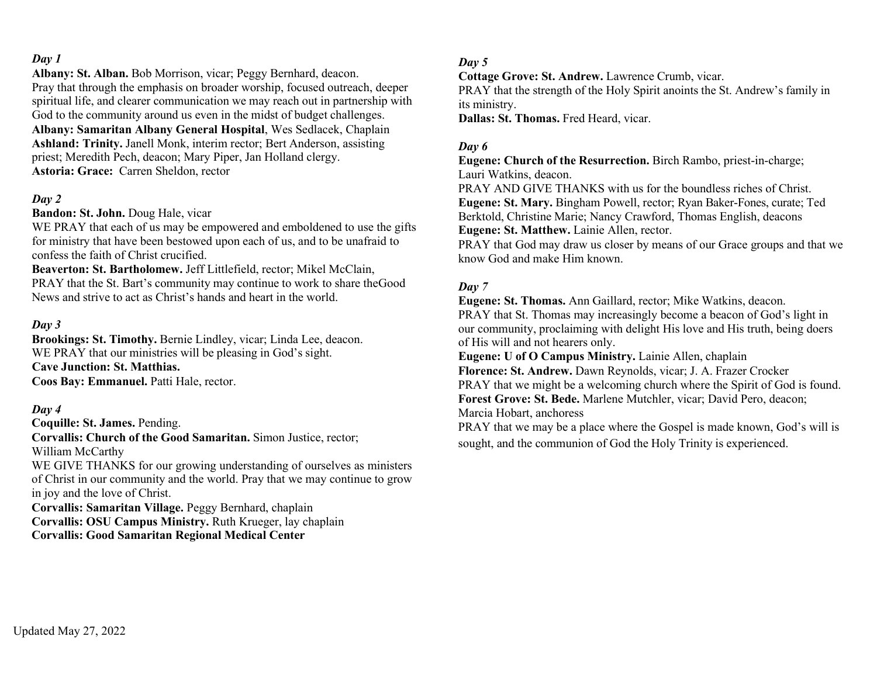*Day 1*

**Albany: St. Alban.** Bob Morrison, vicar; Peggy Bernhard, deacon.
Pray that through the emphasis on broader worship, focused outreach, deeper spiritual life, and clearer communication we may reach out in partnership with God to the community around us even in the midst of budget challenges.
**Albany: Samaritan Albany General Hospital**, Wes Sedlacek, Chaplain
**Ashland: Trinity.** Janell Monk, interim rector; Bert Anderson, assisting priest; Meredith Pech, deacon; Mary Piper, Jan Holland clergy.
**Astoria: Grace:** Carren Sheldon, rector

*Day 2*

**Bandon: St. John.** Doug Hale, vicar
WE PRAY that each of us may be empowered and emboldened to use the gifts for ministry that have been bestowed upon each of us, and to be unafraid to confess the faith of Christ crucified.
**Beaverton: St. Bartholomew.** Jeff Littlefield, rector; Mikel McClain,
PRAY that the St. Bart's community may continue to work to share theGood News and strive to act as Christ's hands and heart in the world.

*Day 3*

**Brookings: St. Timothy.** Bernie Lindley, vicar; Linda Lee, deacon.
WE PRAY that our ministries will be pleasing in God's sight.
**Cave Junction: St. Matthias.**
**Coos Bay: Emmanuel.** Patti Hale, rector.

*Day 4*

**Coquille: St. James.** Pending.
**Corvallis: Church of the Good Samaritan.** Simon Justice, rector; William McCarthy
WE GIVE THANKS for our growing understanding of ourselves as ministers of Christ in our community and the world. Pray that we may continue to grow in joy and the love of Christ.
**Corvallis: Samaritan Village.** Peggy Bernhard, chaplain
**Corvallis: OSU Campus Ministry.** Ruth Krueger, lay chaplain
**Corvallis: Good Samaritan Regional Medical Center**

*Day 5*

**Cottage Grove: St. Andrew.** Lawrence Crumb, vicar.
PRAY that the strength of the Holy Spirit anoints the St. Andrew's family in its ministry.
**Dallas: St. Thomas.** Fred Heard, vicar.

*Day 6*

**Eugene: Church of the Resurrection.** Birch Rambo, priest-in-charge; Lauri Watkins, deacon.
PRAY AND GIVE THANKS with us for the boundless riches of Christ.
**Eugene: St. Mary.** Bingham Powell, rector; Ryan Baker-Fones, curate; Ted Berktold, Christine Marie; Nancy Crawford, Thomas English, deacons
**Eugene: St. Matthew.** Lainie Allen, rector.
PRAY that God may draw us closer by means of our Grace groups and that we know God and make Him known.

*Day 7*

**Eugene: St. Thomas.** Ann Gaillard, rector; Mike Watkins, deacon.
PRAY that St. Thomas may increasingly become a beacon of God's light in our community, proclaiming with delight His love and His truth, being doers of His will and not hearers only.
**Eugene: U of O Campus Ministry.** Lainie Allen, chaplain
**Florence: St. Andrew.** Dawn Reynolds, vicar; J. A. Frazer Crocker
PRAY that we might be a welcoming church where the Spirit of God is found.
**Forest Grove: St. Bede.** Marlene Mutchler, vicar; David Pero, deacon; Marcia Hobart, anchoress
PRAY that we may be a place where the Gospel is made known, God's will is sought, and the communion of God the Holy Trinity is experienced.

Updated May 27, 2022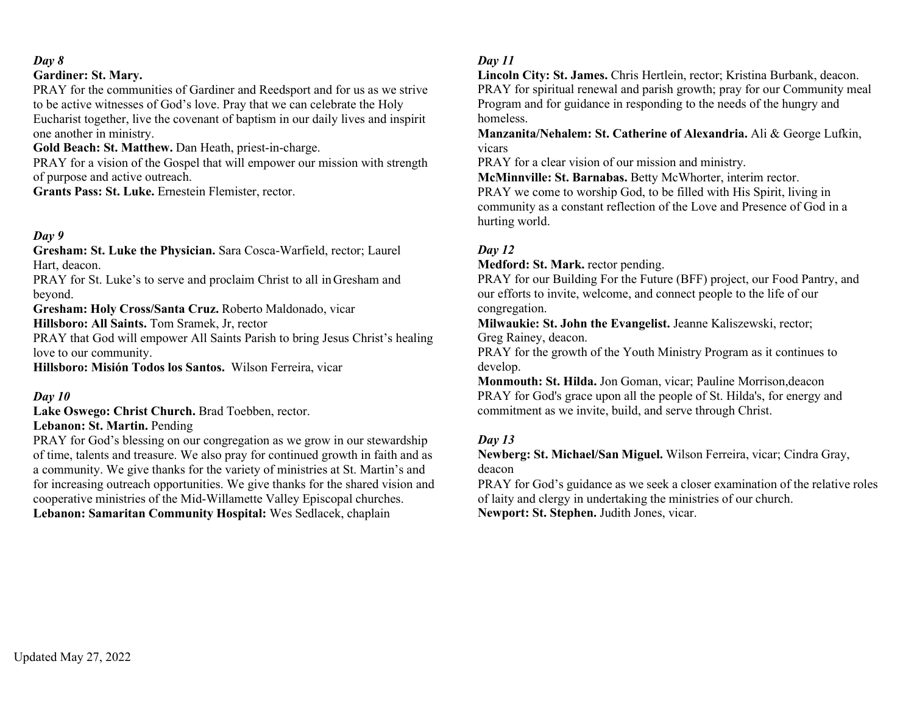*Day 8*

**Gardiner: St. Mary.**
PRAY for the communities of Gardiner and Reedsport and for us as we strive to be active witnesses of God's love. Pray that we can celebrate the Holy Eucharist together, live the covenant of baptism in our daily lives and inspirit one another in ministry.

**Gold Beach: St. Matthew.** Dan Heath, priest-in-charge.
PRAY for a vision of the Gospel that will empower our mission with strength of purpose and active outreach.

**Grants Pass: St. Luke.** Ernestein Flemister, rector.

*Day 9*

**Gresham: St. Luke the Physician.** Sara Cosca-Warfield, rector; Laurel Hart, deacon.
PRAY for St. Luke's to serve and proclaim Christ to all in Gresham and beyond.

**Gresham: Holy Cross/Santa Cruz.** Roberto Maldonado, vicar

**Hillsboro: All Saints.** Tom Sramek, Jr, rector
PRAY that God will empower All Saints Parish to bring Jesus Christ's healing love to our community.

**Hillsboro: Misión Todos los Santos.** Wilson Ferreira, vicar

*Day 10*

**Lake Oswego: Christ Church.** Brad Toebben, rector.

**Lebanon: St. Martin.** Pending
PRAY for God's blessing on our congregation as we grow in our stewardship of time, talents and treasure. We also pray for continued growth in faith and as a community. We give thanks for the variety of ministries at St. Martin's and for increasing outreach opportunities. We give thanks for the shared vision and cooperative ministries of the Mid-Willamette Valley Episcopal churches.

**Lebanon: Samaritan Community Hospital:** Wes Sedlacek, chaplain

*Day 11*

**Lincoln City: St. James.** Chris Hertlein, rector; Kristina Burbank, deacon.
PRAY for spiritual renewal and parish growth; pray for our Community meal Program and for guidance in responding to the needs of the hungry and homeless.

**Manzanita/Nehalem: St. Catherine of Alexandria.** Ali & George Lufkin, vicars
PRAY for a clear vision of our mission and ministry.

**McMinnville: St. Barnabas.** Betty McWhorter, interim rector.
PRAY we come to worship God, to be filled with His Spirit, living in community as a constant reflection of the Love and Presence of God in a hurting world.

*Day 12*

**Medford: St. Mark.** rector pending.
PRAY for our Building For the Future (BFF) project, our Food Pantry, and our efforts to invite, welcome, and connect people to the life of our congregation.

**Milwaukie: St. John the Evangelist.** Jeanne Kaliszewski, rector; Greg Rainey, deacon.
PRAY for the growth of the Youth Ministry Program as it continues to develop.

**Monmouth: St. Hilda.** Jon Goman, vicar; Pauline Morrison,deacon
PRAY for God's grace upon all the people of St. Hilda's, for energy and commitment as we invite, build, and serve through Christ.

*Day 13*

**Newberg: St. Michael/San Miguel.** Wilson Ferreira, vicar; Cindra Gray, deacon
PRAY for God's guidance as we seek a closer examination of the relative roles of laity and clergy in undertaking the ministries of our church.

**Newport: St. Stephen.** Judith Jones, vicar.

Updated May 27, 2022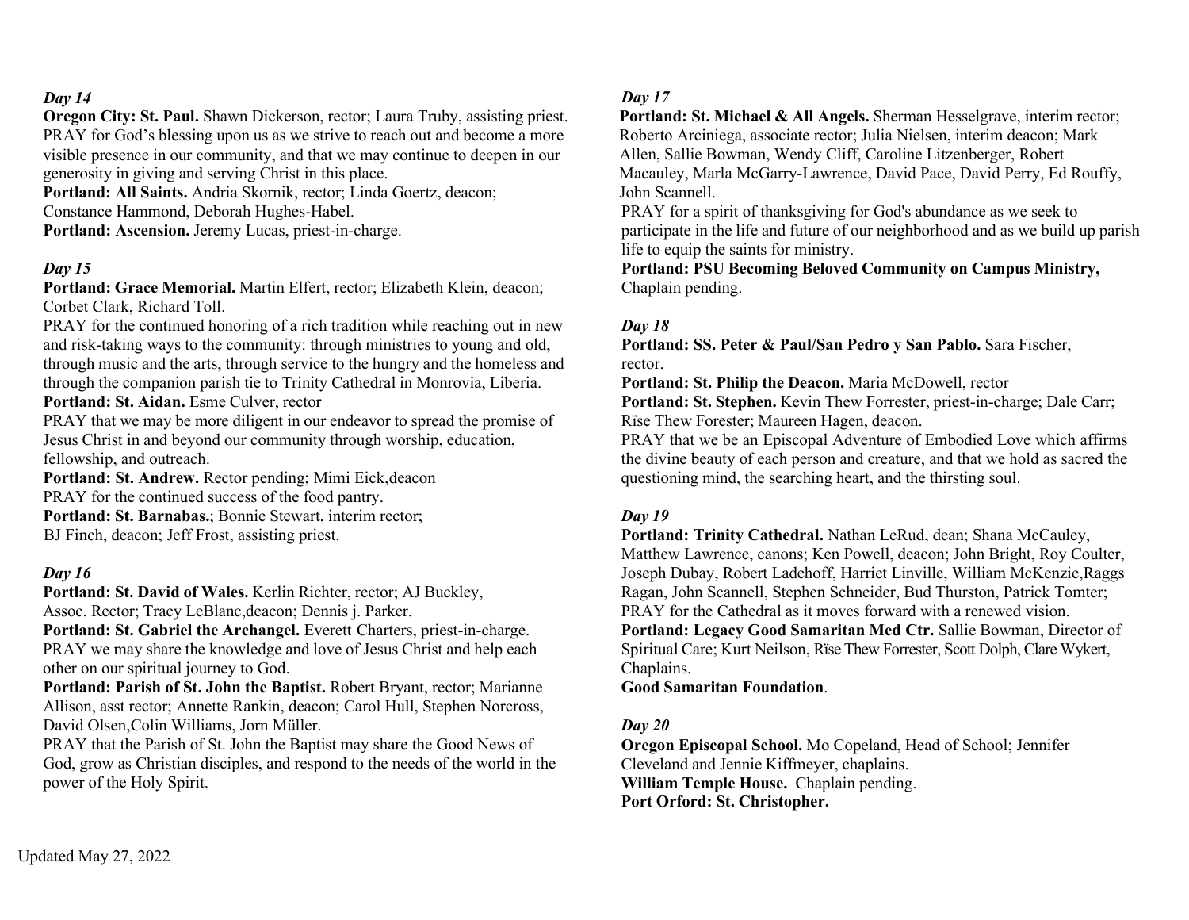*Day 14*

**Oregon City: St. Paul.** Shawn Dickerson, rector; Laura Truby, assisting priest. PRAY for God's blessing upon us as we strive to reach out and become a more visible presence in our community, and that we may continue to deepen in our generosity in giving and serving Christ in this place.

**Portland: All Saints.** Andria Skornik, rector; Linda Goertz, deacon; Constance Hammond, Deborah Hughes-Habel.

**Portland: Ascension.** Jeremy Lucas, priest-in-charge.

*Day 15*

**Portland: Grace Memorial.** Martin Elfert, rector; Elizabeth Klein, deacon; Corbet Clark, Richard Toll.

PRAY for the continued honoring of a rich tradition while reaching out in new and risk-taking ways to the community: through ministries to young and old, through music and the arts, through service to the hungry and the homeless and through the companion parish tie to Trinity Cathedral in Monrovia, Liberia.

**Portland: St. Aidan.** Esme Culver, rector

PRAY that we may be more diligent in our endeavor to spread the promise of Jesus Christ in and beyond our community through worship, education, fellowship, and outreach.

**Portland: St. Andrew.** Rector pending; Mimi Eick,deacon

PRAY for the continued success of the food pantry.

**Portland: St. Barnabas.**; Bonnie Stewart, interim rector; BJ Finch, deacon; Jeff Frost, assisting priest.

*Day 16*

**Portland: St. David of Wales.** Kerlin Richter, rector; AJ Buckley, Assoc. Rector; Tracy LeBlanc,deacon; Dennis j. Parker.

**Portland: St. Gabriel the Archangel.** Everett Charters, priest-in-charge. PRAY we may share the knowledge and love of Jesus Christ and help each other on our spiritual journey to God.

**Portland: Parish of St. John the Baptist.** Robert Bryant, rector; Marianne Allison, asst rector; Annette Rankin, deacon; Carol Hull, Stephen Norcross, David Olsen,Colin Williams, Jorn Müller.

PRAY that the Parish of St. John the Baptist may share the Good News of God, grow as Christian disciples, and respond to the needs of the world in the power of the Holy Spirit.

*Day 17*

**Portland: St. Michael & All Angels.** Sherman Hesselgrave, interim rector; Roberto Arciniega, associate rector; Julia Nielsen, interim deacon; Mark Allen, Sallie Bowman, Wendy Cliff, Caroline Litzenberger, Robert Macauley, Marla McGarry-Lawrence, David Pace, David Perry, Ed Rouffy, John Scannell.

PRAY for a spirit of thanksgiving for God's abundance as we seek to participate in the life and future of our neighborhood and as we build up parish life to equip the saints for ministry.

**Portland: PSU Becoming Beloved Community on Campus Ministry,** Chaplain pending.

*Day 18*

**Portland: SS. Peter & Paul/San Pedro y San Pablo.** Sara Fischer, rector.

**Portland: St. Philip the Deacon.** Maria McDowell, rector

**Portland: St. Stephen.** Kevin Thew Forrester, priest-in-charge; Dale Carr; Rïse Thew Forester; Maureen Hagen, deacon.

PRAY that we be an Episcopal Adventure of Embodied Love which affirms the divine beauty of each person and creature, and that we hold as sacred the questioning mind, the searching heart, and the thirsting soul.

*Day 19*

**Portland: Trinity Cathedral.** Nathan LeRud, dean; Shana McCauley, Matthew Lawrence, canons; Ken Powell, deacon; John Bright, Roy Coulter, Joseph Dubay, Robert Ladehoff, Harriet Linville, William McKenzie,Raggs Ragan, John Scannell, Stephen Schneider, Bud Thurston, Patrick Tomter;

PRAY for the Cathedral as it moves forward with a renewed vision.

**Portland: Legacy Good Samaritan Med Ctr.** Sallie Bowman, Director of Spiritual Care; Kurt Neilson, Rïse Thew Forrester, Scott Dolph, Clare Wykert, Chaplains.

**Good Samaritan Foundation**.

*Day 20*

**Oregon Episcopal School.** Mo Copeland, Head of School; Jennifer Cleveland and Jennie Kiffmeyer, chaplains.

**William Temple House.** Chaplain pending.

**Port Orford: St. Christopher.**

Updated May 27, 2022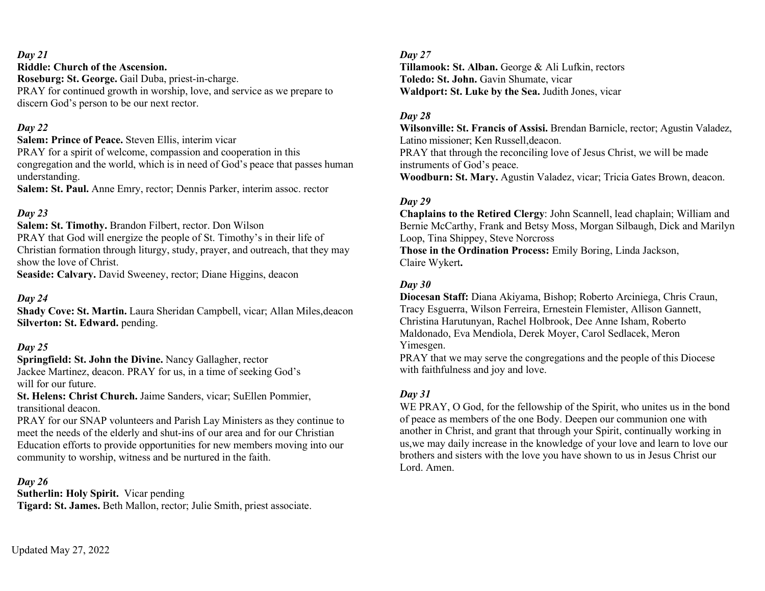*Day 21*

**Riddle: Church of the Ascension.**

**Roseburg: St. George.** Gail Duba, priest-in-charge.
PRAY for continued growth in worship, love, and service as we prepare to discern God's person to be our next rector.

*Day 22*

**Salem: Prince of Peace.** Steven Ellis, interim vicar
PRAY for a spirit of welcome, compassion and cooperation in this congregation and the world, which is in need of God's peace that passes human understanding.

**Salem: St. Paul.** Anne Emry, rector; Dennis Parker, interim assoc. rector

*Day 23*

**Salem: St. Timothy.** Brandon Filbert, rector. Don Wilson
PRAY that God will energize the people of St. Timothy's in their life of Christian formation through liturgy, study, prayer, and outreach, that they may show the love of Christ.

**Seaside: Calvary.** David Sweeney, rector; Diane Higgins, deacon

*Day 24*

**Shady Cove: St. Martin.** Laura Sheridan Campbell, vicar; Allan Miles,deacon

**Silverton: St. Edward.** pending.

*Day 25*

**Springfield: St. John the Divine.** Nancy Gallagher, rector
Jackee Martinez, deacon. PRAY for us, in a time of seeking God's will for our future.

**St. Helens: Christ Church.** Jaime Sanders, vicar; SuEllen Pommier, transitional deacon.
PRAY for our SNAP volunteers and Parish Lay Ministers as they continue to meet the needs of the elderly and shut-ins of our area and for our Christian Education efforts to provide opportunities for new members moving into our community to worship, witness and be nurtured in the faith.

*Day 26*

**Sutherlin: Holy Spirit.** Vicar pending

**Tigard: St. James.** Beth Mallon, rector; Julie Smith, priest associate.

*Day 27*

**Tillamook: St. Alban.** George & Ali Lufkin, rectors

**Toledo: St. John.** Gavin Shumate, vicar

**Waldport: St. Luke by the Sea.** Judith Jones, vicar

*Day 28*

**Wilsonville: St. Francis of Assisi.** Brendan Barnicle, rector; Agustin Valadez, Latino missioner; Ken Russell,deacon.
PRAY that through the reconciling love of Jesus Christ, we will be made instruments of God's peace.

**Woodburn: St. Mary.** Agustin Valadez, vicar; Tricia Gates Brown, deacon.

*Day 29*

**Chaplains to the Retired Clergy**: John Scannell, lead chaplain; William and Bernie McCarthy, Frank and Betsy Moss, Morgan Silbaugh, Dick and Marilyn Loop, Tina Shippey, Steve Norcross

**Those in the Ordination Process:** Emily Boring, Linda Jackson, Claire Wykert**.**

*Day 30*

**Diocesan Staff:** Diana Akiyama, Bishop; Roberto Arciniega, Chris Craun, Tracy Esguerra, Wilson Ferreira, Ernestein Flemister, Allison Gannett, Christina Harutunyan, Rachel Holbrook, Dee Anne Isham, Roberto Maldonado, Eva Mendiola, Derek Moyer, Carol Sedlacek, Meron Yimesgen.
PRAY that we may serve the congregations and the people of this Diocese with faithfulness and joy and love.

*Day 31*

WE PRAY, O God, for the fellowship of the Spirit, who unites us in the bond of peace as members of the one Body. Deepen our communion one with another in Christ, and grant that through your Spirit, continually working in us,we may daily increase in the knowledge of your love and learn to love our brothers and sisters with the love you have shown to us in Jesus Christ our Lord. Amen.

Updated May 27, 2022